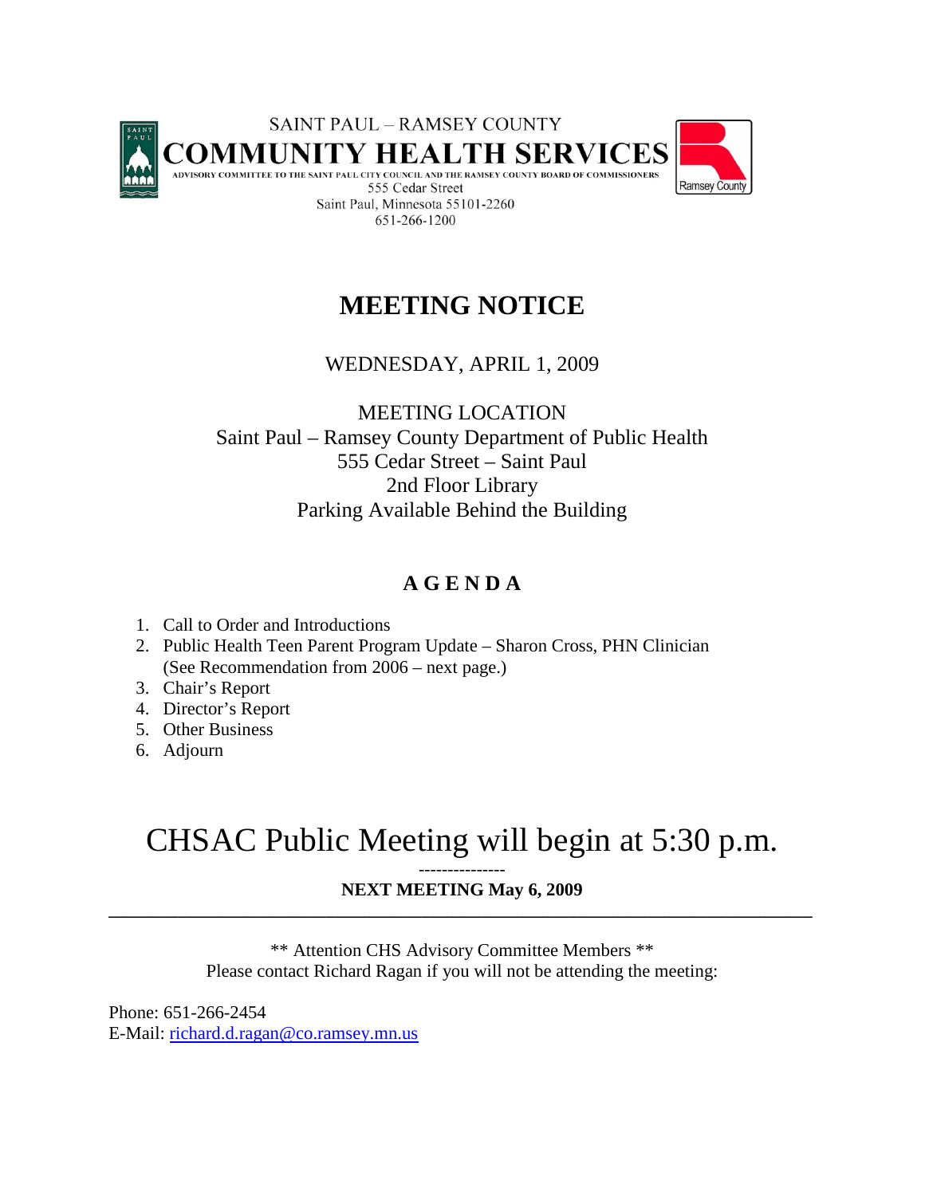SAINT PAUL – RAMSEY COUNTY

# COMMUNITY HEALTH SERVICES

ADVISORY COMMITTEE TO THE SAINT PAUL CITY COUNCIL AND THE RAMSEY COUNTY BOARD OF COMMISSIONERS

555 Cedar Street
Saint Paul, Minnesota 55101-2260
651-266-1200

Ramsey County

# MEETING NOTICE

WEDNESDAY, APRIL 1, 2009

MEETING LOCATION
Saint Paul – Ramsey County Department of Public Health
555 Cedar Street – Saint Paul
2nd Floor Library
Parking Available Behind the Building

## AGENDA

1. Call to Order and Introductions
2. Public Health Teen Parent Program Update – Sharon Cross, PHN Clinician
   (See Recommendation from 2006 – next page.)
3. Chair's Report
4. Director's Report
5. Other Business
6. Adjourn

# CHSAC Public Meeting will begin at 5:30 p.m.

---------------

**NEXT MEETING May 6, 2009**

---

** Attention CHS Advisory Committee Members **
Please contact Richard Ragan if you will not be attending the meeting:

Phone: 651-266-2454
E-Mail: richard.d.ragan@co.ramsey.mn.us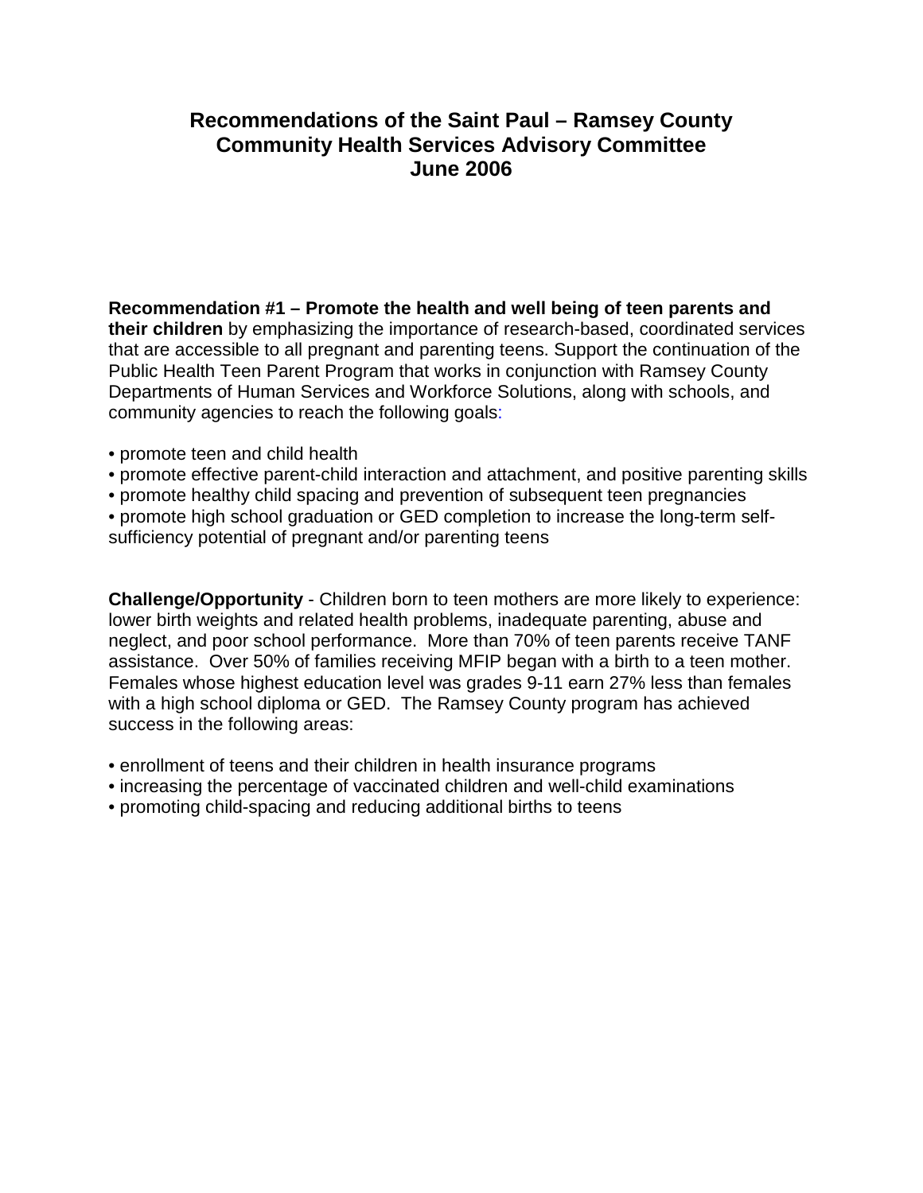## Recommendations of the Saint Paul – Ramsey County Community Health Services Advisory Committee June 2006

**Recommendation #1 – Promote the health and well being of teen parents and their children** by emphasizing the importance of research-based, coordinated services that are accessible to all pregnant and parenting teens. Support the continuation of the Public Health Teen Parent Program that works in conjunction with Ramsey County Departments of Human Services and Workforce Solutions, along with schools, and community agencies to reach the following goals:

- promote teen and child health
- promote effective parent-child interaction and attachment, and positive parenting skills
- promote healthy child spacing and prevention of subsequent teen pregnancies
- promote high school graduation or GED completion to increase the long-term self-sufficiency potential of pregnant and/or parenting teens

**Challenge/Opportunity** - Children born to teen mothers are more likely to experience: lower birth weights and related health problems, inadequate parenting, abuse and neglect, and poor school performance. More than 70% of teen parents receive TANF assistance. Over 50% of families receiving MFIP began with a birth to a teen mother. Females whose highest education level was grades 9-11 earn 27% less than females with a high school diploma or GED. The Ramsey County program has achieved success in the following areas:

- enrollment of teens and their children in health insurance programs
- increasing the percentage of vaccinated children and well-child examinations
- promoting child-spacing and reducing additional births to teens